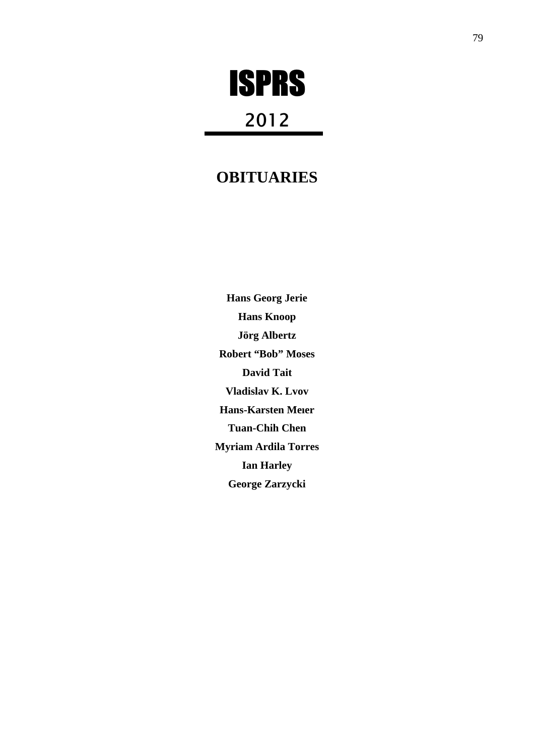# ISPRS

## 2012

## OBITUARIES

**Hans Georg Jerie**

**Hans Knoop**

**Jörg Albertz**

**Robert "Bob" Moses**

**David Tait**

**Vladislav K. Lvov**

**Hans-Karsten Meier**

**Tuan-Chih Chen**

**Myriam Ardila Torres**

**Ian Harley**

**George Zarzycki**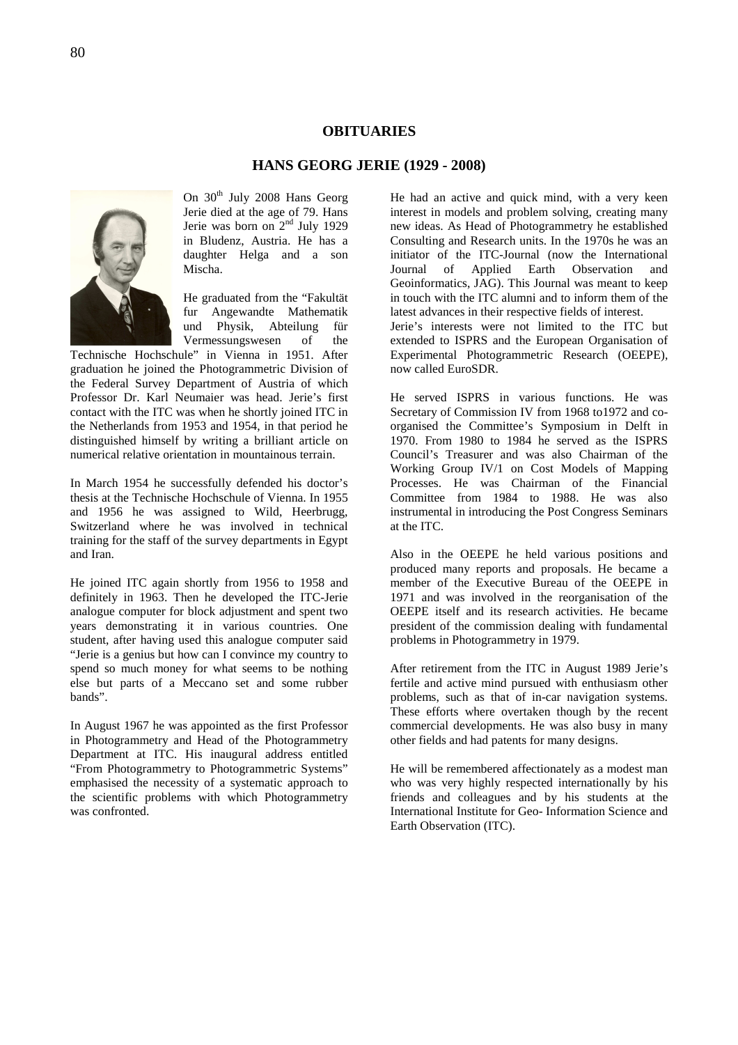# OBITUARIES

## HANS GEORG JERIE (1929 - 2008)

On 30th July 2008 Hans Georg Jerie died at the age of 79. Hans Jerie was born on 2nd July 1929 in Bludenz, Austria. He has a daughter Helga and a son Mischa.

He graduated from the "Fakultät fur Angewandte Mathematik und Physik, Abteilung für Vermessungswesen of the Technische Hochschule" in Vienna in 1951. After graduation he joined the Photogrammetric Division of the Federal Survey Department of Austria of which Professor Dr. Karl Neumaier was head. Jerie's first contact with the ITC was when he shortly joined ITC in the Netherlands from 1953 and 1954, in that period he distinguished himself by writing a brilliant article on numerical relative orientation in mountainous terrain.

In March 1954 he successfully defended his doctor's thesis at the Technische Hochschule of Vienna. In 1955 and 1956 he was assigned to Wild, Heerbrugg, Switzerland where he was involved in technical training for the staff of the survey departments in Egypt and Iran.

He joined ITC again shortly from 1956 to 1958 and definitely in 1963. Then he developed the ITC-Jerie analogue computer for block adjustment and spent two years demonstrating it in various countries. One student, after having used this analogue computer said "Jerie is a genius but how can I convince my country to spend so much money for what seems to be nothing else but parts of a Meccano set and some rubber bands".

In August 1967 he was appointed as the first Professor in Photogrammetry and Head of the Photogrammetry Department at ITC. His inaugural address entitled "From Photogrammetry to Photogrammetric Systems" emphasised the necessity of a systematic approach to the scientific problems with which Photogrammetry was confronted.

He had an active and quick mind, with a very keen interest in models and problem solving, creating many new ideas. As Head of Photogrammetry he established Consulting and Research units. In the 1970s he was an initiator of the ITC-Journal (now the International Journal of Applied Earth Observation and Geoinformatics, JAG). This Journal was meant to keep in touch with the ITC alumni and to inform them of the latest advances in their respective fields of interest.
Jerie's interests were not limited to the ITC but extended to ISPRS and the European Organisation of Experimental Photogrammetric Research (OEEPE), now called EuroSDR.

He served ISPRS in various functions. He was Secretary of Commission IV from 1968 to1972 and co-organised the Committee's Symposium in Delft in 1970. From 1980 to 1984 he served as the ISPRS Council's Treasurer and was also Chairman of the Working Group IV/1 on Cost Models of Mapping Processes. He was Chairman of the Financial Committee from 1984 to 1988. He was also instrumental in introducing the Post Congress Seminars at the ITC.

Also in the OEEPE he held various positions and produced many reports and proposals. He became a member of the Executive Bureau of the OEEPE in 1971 and was involved in the reorganisation of the OEEPE itself and its research activities. He became president of the commission dealing with fundamental problems in Photogrammetry in 1979.

After retirement from the ITC in August 1989 Jerie's fertile and active mind pursued with enthusiasm other problems, such as that of in-car navigation systems. These efforts where overtaken though by the recent commercial developments. He was also busy in many other fields and had patents for many designs.

He will be remembered affectionately as a modest man who was very highly respected internationally by his friends and colleagues and by his students at the International Institute for Geo- Information Science and Earth Observation (ITC).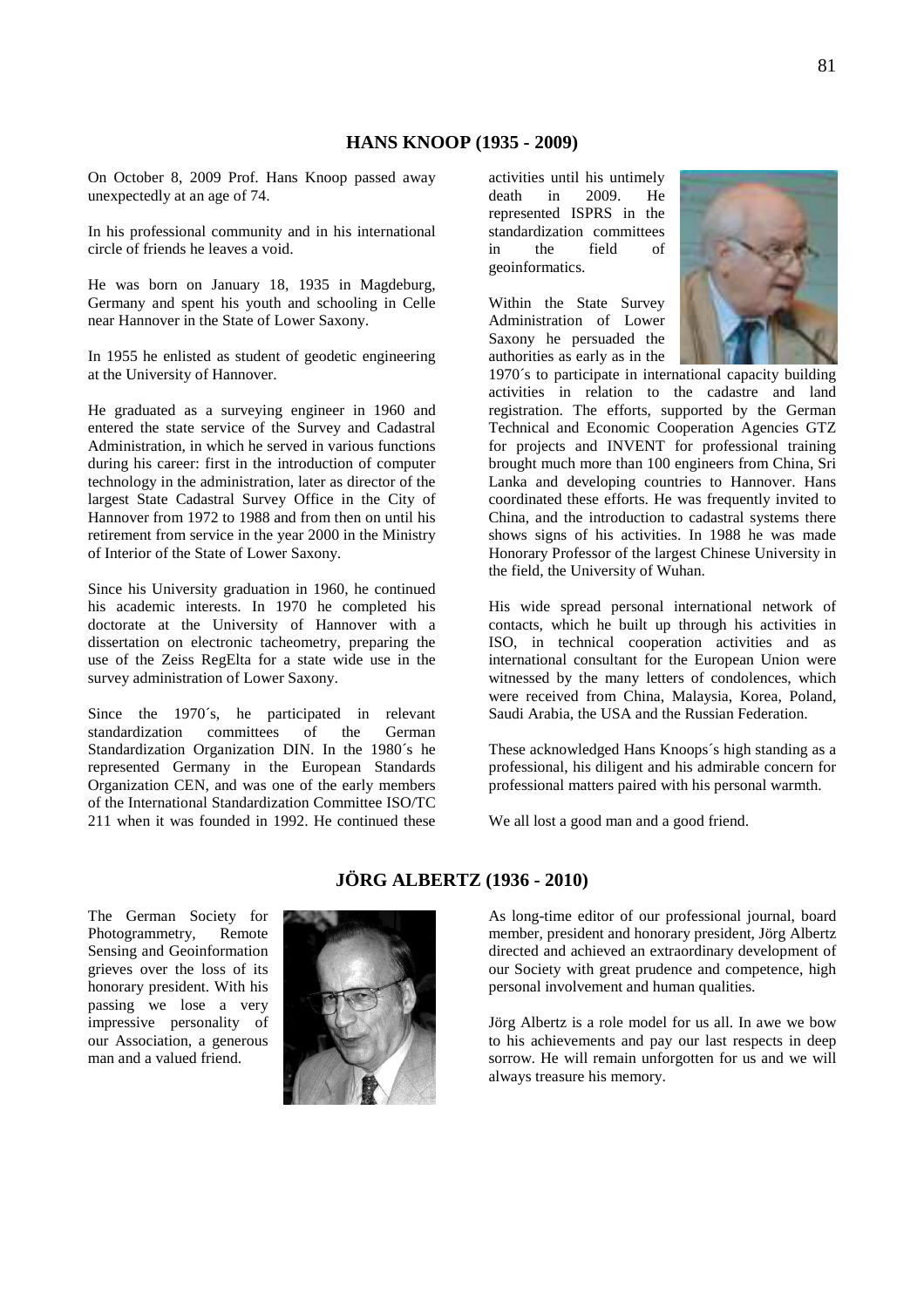## HANS KNOOP (1935 - 2009)

On October 8, 2009 Prof. Hans Knoop passed away unexpectedly at an age of 74.

In his professional community and in his international circle of friends he leaves a void.

He was born on January 18, 1935 in Magdeburg, Germany and spent his youth and schooling in Celle near Hannover in the State of Lower Saxony.

In 1955 he enlisted as student of geodetic engineering at the University of Hannover.

He graduated as a surveying engineer in 1960 and entered the state service of the Survey and Cadastral Administration, in which he served in various functions during his career: first in the introduction of computer technology in the administration, later as director of the largest State Cadastral Survey Office in the City of Hannover from 1972 to 1988 and from then on until his retirement from service in the year 2000 in the Ministry of Interior of the State of Lower Saxony.

Since his University graduation in 1960, he continued his academic interests. In 1970 he completed his doctorate at the University of Hannover with a dissertation on electronic tacheometry, preparing the use of the Zeiss RegElta for a state wide use in the survey administration of Lower Saxony.

Since the 1970´s, he participated in relevant standardization committees of the German Standardization Organization DIN. In the 1980´s he represented Germany in the European Standards Organization CEN, and was one of the early members of the International Standardization Committee ISO/TC 211 when it was founded in 1992. He continued these activities until his untimely death in 2009. He represented ISPRS in the standardization committees in the field of geoinformatics.

Within the State Survey Administration of Lower Saxony he persuaded the authorities as early as in the 1970´s to participate in international capacity building activities in relation to the cadastre and land registration. The efforts, supported by the German Technical and Economic Cooperation Agencies GTZ for projects and INVENT for professional training brought much more than 100 engineers from China, Sri Lanka and developing countries to Hannover. Hans coordinated these efforts. He was frequently invited to China, and the introduction to cadastral systems there shows signs of his activities. In 1988 he was made Honorary Professor of the largest Chinese University in the field, the University of Wuhan.

His wide spread personal international network of contacts, which he built up through his activities in ISO, in technical cooperation activities and as international consultant for the European Union were witnessed by the many letters of condolences, which were received from China, Malaysia, Korea, Poland, Saudi Arabia, the USA and the Russian Federation.

These acknowledged Hans Knoops´s high standing as a professional, his diligent and his admirable concern for professional matters paired with his personal warmth.

We all lost a good man and a good friend.

## JÖRG ALBERTZ (1936 - 2010)

The German Society for Photogrammetry, Remote Sensing and Geoinformation grieves over the loss of its honorary president. With his passing we lose a very impressive personality of our Association, a generous man and a valued friend.

As long-time editor of our professional journal, board member, president and honorary president, Jörg Albertz directed and achieved an extraordinary development of our Society with great prudence and competence, high personal involvement and human qualities.

Jörg Albertz is a role model for us all. In awe we bow to his achievements and pay our last respects in deep sorrow. He will remain unforgotten for us and we will always treasure his memory.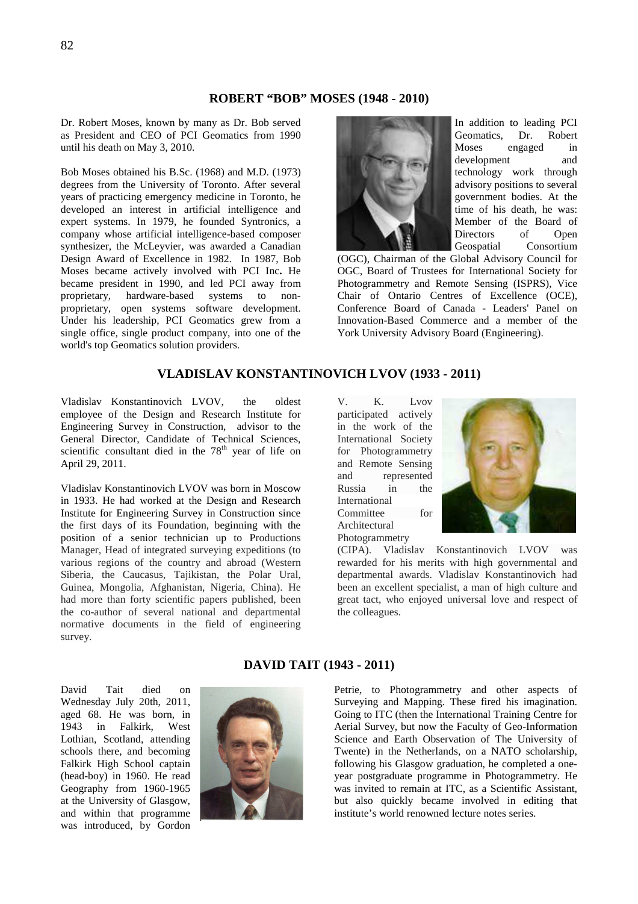## ROBERT "BOB" MOSES (1948 - 2010)

Dr. Robert Moses, known by many as Dr. Bob served as President and CEO of PCI Geomatics from 1990 until his death on May 3, 2010.

Bob Moses obtained his B.Sc. (1968) and M.D. (1973) degrees from the University of Toronto. After several years of practicing emergency medicine in Toronto, he developed an interest in artificial intelligence and expert systems. In 1979, he founded Syntronics, a company whose artificial intelligence-based composer synthesizer, the McLeyvier, was awarded a Canadian Design Award of Excellence in 1982. In 1987, Bob Moses became actively involved with PCI Inc. He became president in 1990, and led PCI away from proprietary, hardware-based systems to non-proprietary, open systems software development. Under his leadership, PCI Geomatics grew from a single office, single product company, into one of the world's top Geomatics solution providers.

In addition to leading PCI Geomatics, Dr. Robert Moses engaged in development and technology work through advisory positions to several government bodies. At the time of his death, he was: Member of the Board of Directors of Open Geospatial Consortium (OGC), Chairman of the Global Advisory Council for OGC, Board of Trustees for International Society for Photogrammetry and Remote Sensing (ISPRS), Vice Chair of Ontario Centres of Excellence (OCE), Conference Board of Canada - Leaders' Panel on Innovation-Based Commerce and a member of the York University Advisory Board (Engineering).

## VLADISLAV KONSTANTINOVICH LVOV (1933 - 2011)

Vladislav Konstantinovich LVOV, the oldest employee of the Design and Research Institute for Engineering Survey in Construction, advisor to the General Director, Candidate of Technical Sciences, scientific consultant died in the 78th year of life on April 29, 2011.

Vladislav Konstantinovich LVOV was born in Moscow in 1933. He had worked at the Design and Research Institute for Engineering Survey in Construction since the first days of its Foundation, beginning with the position of a senior technician up to Productions Manager, Head of integrated surveying expeditions (to various regions of the country and abroad (Western Siberia, the Caucasus, Tajikistan, the Polar Ural, Guinea, Mongolia, Afghanistan, Nigeria, China). He had more than forty scientific papers published, been the co-author of several national and departmental normative documents in the field of engineering survey.

V. K. Lvov participated actively in the work of the International Society for Photogrammetry and Remote Sensing and represented Russia in the International Committee for Architectural Photogrammetry (CIPA). Vladislav Konstantinovich LVOV was rewarded for his merits with high governmental and departmental awards. Vladislav Konstantinovich had been an excellent specialist, a man of high culture and great tact, who enjoyed universal love and respect of the colleagues.

## DAVID TAIT (1943 - 2011)

David Tait died on Wednesday July 20th, 2011, aged 68. He was born, in 1943 in Falkirk, West Lothian, Scotland, attending schools there, and becoming Falkirk High School captain (head-boy) in 1960. He read Geography from 1960-1965 at the University of Glasgow, and within that programme was introduced, by Gordon Petrie, to Photogrammetry and other aspects of Surveying and Mapping. These fired his imagination. Going to ITC (then the International Training Centre for Aerial Survey, but now the Faculty of Geo-Information Science and Earth Observation of The University of Twente) in the Netherlands, on a NATO scholarship, following his Glasgow graduation, he completed a one-year postgraduate programme in Photogrammetry. He was invited to remain at ITC, as a Scientific Assistant, but also quickly became involved in editing that institute's world renowned lecture notes series.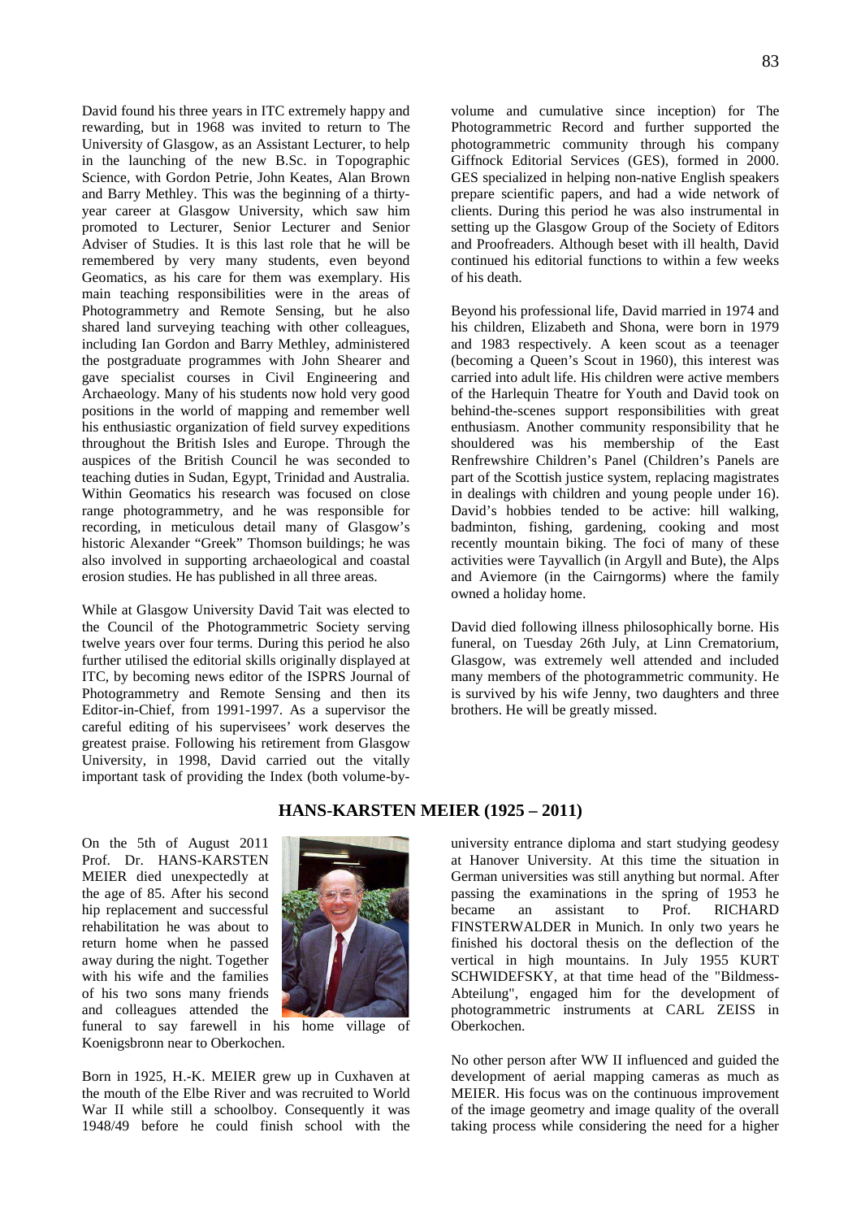David found his three years in ITC extremely happy and rewarding, but in 1968 was invited to return to The University of Glasgow, as an Assistant Lecturer, to help in the launching of the new B.Sc. in Topographic Science, with Gordon Petrie, John Keates, Alan Brown and Barry Methley. This was the beginning of a thirty-year career at Glasgow University, which saw him promoted to Lecturer, Senior Lecturer and Senior Adviser of Studies. It is this last role that he will be remembered by very many students, even beyond Geomatics, as his care for them was exemplary. His main teaching responsibilities were in the areas of Photogrammetry and Remote Sensing, but he also shared land surveying teaching with other colleagues, including Ian Gordon and Barry Methley, administered the postgraduate programmes with John Shearer and gave specialist courses in Civil Engineering and Archaeology. Many of his students now hold very good positions in the world of mapping and remember well his enthusiastic organization of field survey expeditions throughout the British Isles and Europe. Through the auspices of the British Council he was seconded to teaching duties in Sudan, Egypt, Trinidad and Australia. Within Geomatics his research was focused on close range photogrammetry, and he was responsible for recording, in meticulous detail many of Glasgow's historic Alexander "Greek" Thomson buildings; he was also involved in supporting archaeological and coastal erosion studies. He has published in all three areas.

While at Glasgow University David Tait was elected to the Council of the Photogrammetric Society serving twelve years over four terms. During this period he also further utilised the editorial skills originally displayed at ITC, by becoming news editor of the ISPRS Journal of Photogrammetry and Remote Sensing and then its Editor-in-Chief, from 1991-1997. As a supervisor the careful editing of his supervisees' work deserves the greatest praise. Following his retirement from Glasgow University, in 1998, David carried out the vitally important task of providing the Index (both volume-by-volume and cumulative since inception) for The Photogrammetric Record and further supported the photogrammetric community through his company Giffnock Editorial Services (GES), formed in 2000. GES specialized in helping non-native English speakers prepare scientific papers, and had a wide network of clients. During this period he was also instrumental in setting up the Glasgow Group of the Society of Editors and Proofreaders. Although beset with ill health, David continued his editorial functions to within a few weeks of his death.

Beyond his professional life, David married in 1974 and his children, Elizabeth and Shona, were born in 1979 and 1983 respectively. A keen scout as a teenager (becoming a Queen's Scout in 1960), this interest was carried into adult life. His children were active members of the Harlequin Theatre for Youth and David took on behind-the-scenes support responsibilities with great enthusiasm. Another community responsibility that he shouldered was his membership of the East Renfrewshire Children's Panel (Children's Panels are part of the Scottish justice system, replacing magistrates in dealings with children and young people under 16). David's hobbies tended to be active: hill walking, badminton, fishing, gardening, cooking and most recently mountain biking. The foci of many of these activities were Tayvallich (in Argyll and Bute), the Alps and Aviemore (in the Cairngorms) where the family owned a holiday home.

David died following illness philosophically borne. His funeral, on Tuesday 26th July, at Linn Crematorium, Glasgow, was extremely well attended and included many members of the photogrammetric community. He is survived by his wife Jenny, two daughters and three brothers. He will be greatly missed.

## HANS-KARSTEN MEIER (1925 – 2011)

On the 5th of August 2011 Prof. Dr. HANS-KARSTEN MEIER died unexpectedly at the age of 85. After his second hip replacement and successful rehabilitation he was about to return home when he passed away during the night. Together with his wife and the families of his two sons many friends and colleagues attended the funeral to say farewell in his home village of Koenigsbronn near to Oberkochen.

Born in 1925, H.-K. MEIER grew up in Cuxhaven at the mouth of the Elbe River and was recruited to World War II while still a schoolboy. Consequently it was 1948/49 before he could finish school with the university entrance diploma and start studying geodesy at Hanover University. At this time the situation in German universities was still anything but normal. After passing the examinations in the spring of 1953 he became an assistant to Prof. RICHARD FINSTERWALDER in Munich. In only two years he finished his doctoral thesis on the deflection of the vertical in high mountains. In July 1955 KURT SCHWIDEFSKY, at that time head of the "Bildmess-Abteilung", engaged him for the development of photogrammetric instruments at CARL ZEISS in Oberkochen.

No other person after WW II influenced and guided the development of aerial mapping cameras as much as MEIER. His focus was on the continuous improvement of the image geometry and image quality of the overall taking process while considering the need for a higher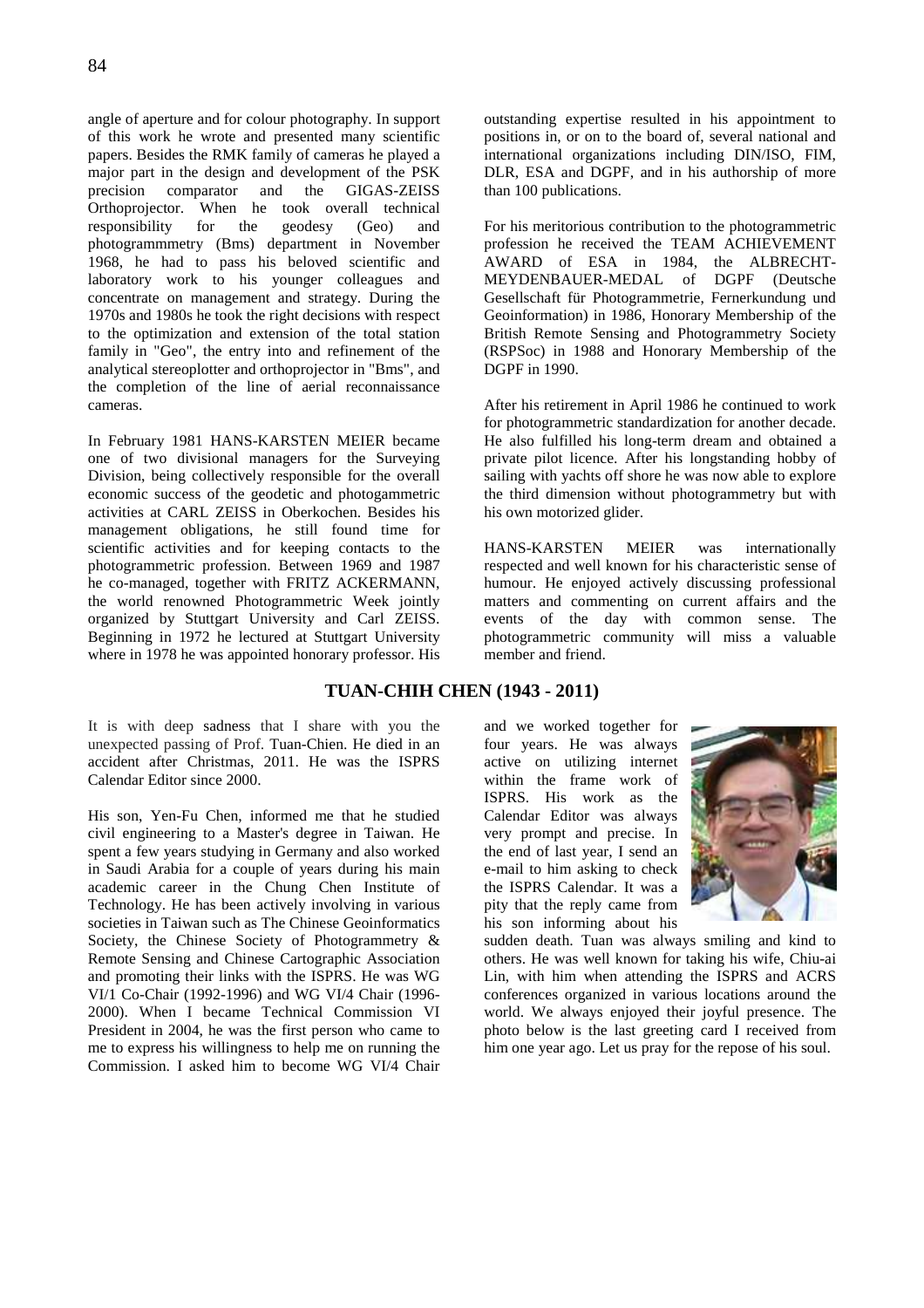angle of aperture and for colour photography. In support of this work he wrote and presented many scientific papers. Besides the RMK family of cameras he played a major part in the design and development of the PSK precision comparator and the GIGAS-ZEISS Orthoprojector. When he took overall technical responsibility for the geodesy (Geo) and photogrammmetry (Bms) department in November 1968, he had to pass his beloved scientific and laboratory work to his younger colleagues and concentrate on management and strategy. During the 1970s and 1980s he took the right decisions with respect to the optimization and extension of the total station family in "Geo", the entry into and refinement of the analytical stereoplotter and orthoprojector in "Bms", and the completion of the line of aerial reconnaissance cameras.

In February 1981 HANS-KARSTEN MEIER became one of two divisional managers for the Surveying Division, being collectively responsible for the overall economic success of the geodetic and photogammetric activities at CARL ZEISS in Oberkochen. Besides his management obligations, he still found time for scientific activities and for keeping contacts to the photogrammetric profession. Between 1969 and 1987 he co-managed, together with FRITZ ACKERMANN, the world renowned Photogrammetric Week jointly organized by Stuttgart University and Carl ZEISS. Beginning in 1972 he lectured at Stuttgart University where in 1978 he was appointed honorary professor. His outstanding expertise resulted in his appointment to positions in, or on to the board of, several national and international organizations including DIN/ISO, FIM, DLR, ESA and DGPF, and in his authorship of more than 100 publications.

For his meritorious contribution to the photogrammetric profession he received the TEAM ACHIEVEMENT AWARD of ESA in 1984, the ALBRECHT-MEYDENBAUER-MEDAL of DGPF (Deutsche Gesellschaft für Photogrammetrie, Fernerkundung und Geoinformation) in 1986, Honorary Membership of the British Remote Sensing and Photogrammetry Society (RSPSoc) in 1988 and Honorary Membership of the DGPF in 1990.

After his retirement in April 1986 he continued to work for photogrammetric standardization for another decade. He also fulfilled his long-term dream and obtained a private pilot licence. After his longstanding hobby of sailing with yachts off shore he was now able to explore the third dimension without photogrammetry but with his own motorized glider.

HANS-KARSTEN MEIER was internationally respected and well known for his characteristic sense of humour. He enjoyed actively discussing professional matters and commenting on current affairs and the events of the day with common sense. The photogrammetric community will miss a valuable member and friend.

## TUAN-CHIH CHEN (1943 - 2011)

It is with deep sadness that I share with you the unexpected passing of Prof. Tuan-Chien. He died in an accident after Christmas, 2011. He was the ISPRS Calendar Editor since 2000.

His son, Yen-Fu Chen, informed me that he studied civil engineering to a Master's degree in Taiwan. He spent a few years studying in Germany and also worked in Saudi Arabia for a couple of years during his main academic career in the Chung Chen Institute of Technology. He has been actively involving in various societies in Taiwan such as The Chinese Geoinformatics Society, the Chinese Society of Photogrammetry & Remote Sensing and Chinese Cartographic Association and promoting their links with the ISPRS. He was WG VI/1 Co-Chair (1992-1996) and WG VI/4 Chair (1996-2000). When I became Technical Commission VI President in 2004, he was the first person who came to me to express his willingness to help me on running the Commission. I asked him to become WG VI/4 Chair and we worked together for four years. He was always active on utilizing internet within the frame work of ISPRS. His work as the Calendar Editor was always very prompt and precise. In the end of last year, I send an e-mail to him asking to check the ISPRS Calendar. It was a pity that the reply came from his son informing about his sudden death. Tuan was always smiling and kind to others. He was well known for taking his wife, Chiu-ai Lin, with him when attending the ISPRS and ACRS conferences organized in various locations around the world. We always enjoyed their joyful presence. The photo below is the last greeting card I received from him one year ago. Let us pray for the repose of his soul.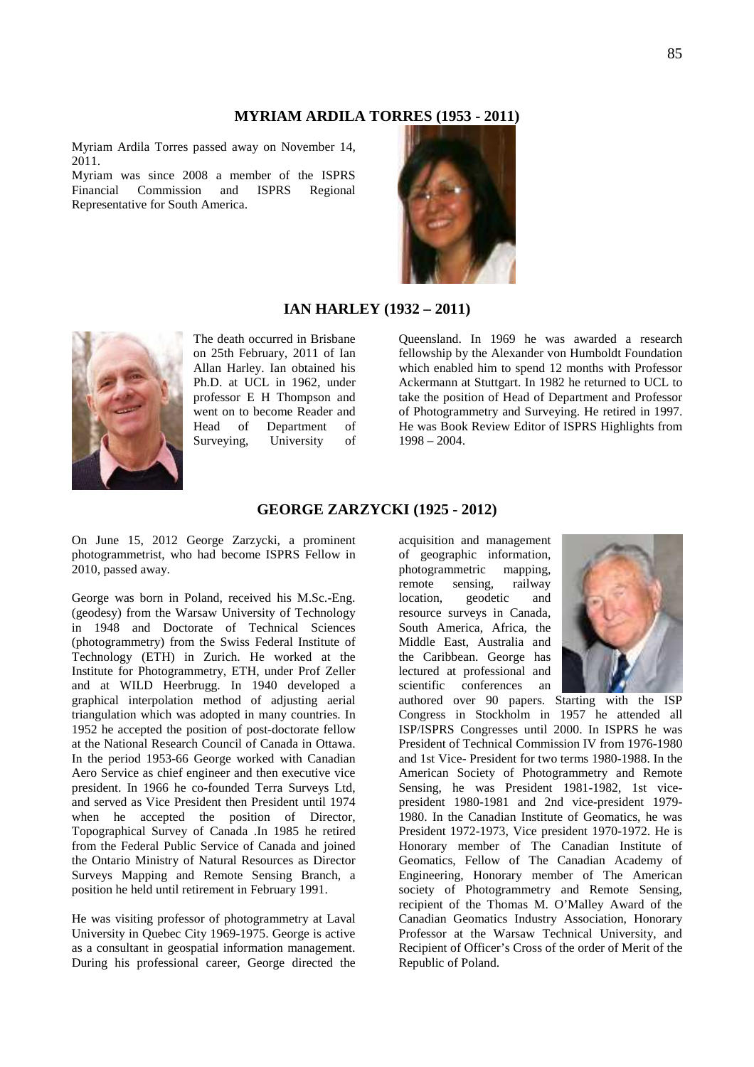## MYRIAM ARDILA TORRES (1953 - 2011)

Myriam Ardila Torres passed away on November 14, 2011.

Myriam was since 2008 a member of the ISPRS Financial Commission and ISPRS Regional Representative for South America.

## IAN HARLEY (1932 – 2011)

The death occurred in Brisbane on 25th February, 2011 of Ian Allan Harley. Ian obtained his Ph.D. at UCL in 1962, under professor E H Thompson and went on to become Reader and Head of Department of Surveying, University of Queensland. In 1969 he was awarded a research fellowship by the Alexander von Humboldt Foundation which enabled him to spend 12 months with Professor Ackermann at Stuttgart. In 1982 he returned to UCL to take the position of Head of Department and Professor of Photogrammetry and Surveying. He retired in 1997. He was Book Review Editor of ISPRS Highlights from 1998 – 2004.

## GEORGE ZARZYCKI (1925 - 2012)

On June 15, 2012 George Zarzycki, a prominent photogrammetrist, who had become ISPRS Fellow in 2010, passed away.

George was born in Poland, received his M.Sc.-Eng. (geodesy) from the Warsaw University of Technology in 1948 and Doctorate of Technical Sciences (photogrammetry) from the Swiss Federal Institute of Technology (ETH) in Zurich. He worked at the Institute for Photogrammetry, ETH, under Prof Zeller and at WILD Heerbrugg. In 1940 developed a graphical interpolation method of adjusting aerial triangulation which was adopted in many countries. In 1952 he accepted the position of post-doctorate fellow at the National Research Council of Canada in Ottawa. In the period 1953-66 George worked with Canadian Aero Service as chief engineer and then executive vice president. In 1966 he co-founded Terra Surveys Ltd, and served as Vice President then President until 1974 when he accepted the position of Director, Topographical Survey of Canada .In 1985 he retired from the Federal Public Service of Canada and joined the Ontario Ministry of Natural Resources as Director Surveys Mapping and Remote Sensing Branch, a position he held until retirement in February 1991.

He was visiting professor of photogrammetry at Laval University in Quebec City 1969-1975. George is active as a consultant in geospatial information management. During his professional career, George directed the acquisition and management of geographic information, photogrammetric mapping, remote sensing, railway location, geodetic and resource surveys in Canada, South America, Africa, the Middle East, Australia and the Caribbean. George has lectured at professional and scientific conferences an authored over 90 papers. Starting with the ISP Congress in Stockholm in 1957 he attended all ISP/ISPRS Congresses until 2000. In ISPRS he was President of Technical Commission IV from 1976-1980 and 1st Vice- President for two terms 1980-1988. In the American Society of Photogrammetry and Remote Sensing, he was President 1981-1982, 1st vice-president 1980-1981 and 2nd vice-president 1979-1980. In the Canadian Institute of Geomatics, he was President 1972-1973, Vice president 1970-1972. He is Honorary member of The Canadian Institute of Geomatics, Fellow of The Canadian Academy of Engineering, Honorary member of The American society of Photogrammetry and Remote Sensing, recipient of the Thomas M. O'Malley Award of the Canadian Geomatics Industry Association, Honorary Professor at the Warsaw Technical University, and Recipient of Officer's Cross of the order of Merit of the Republic of Poland.